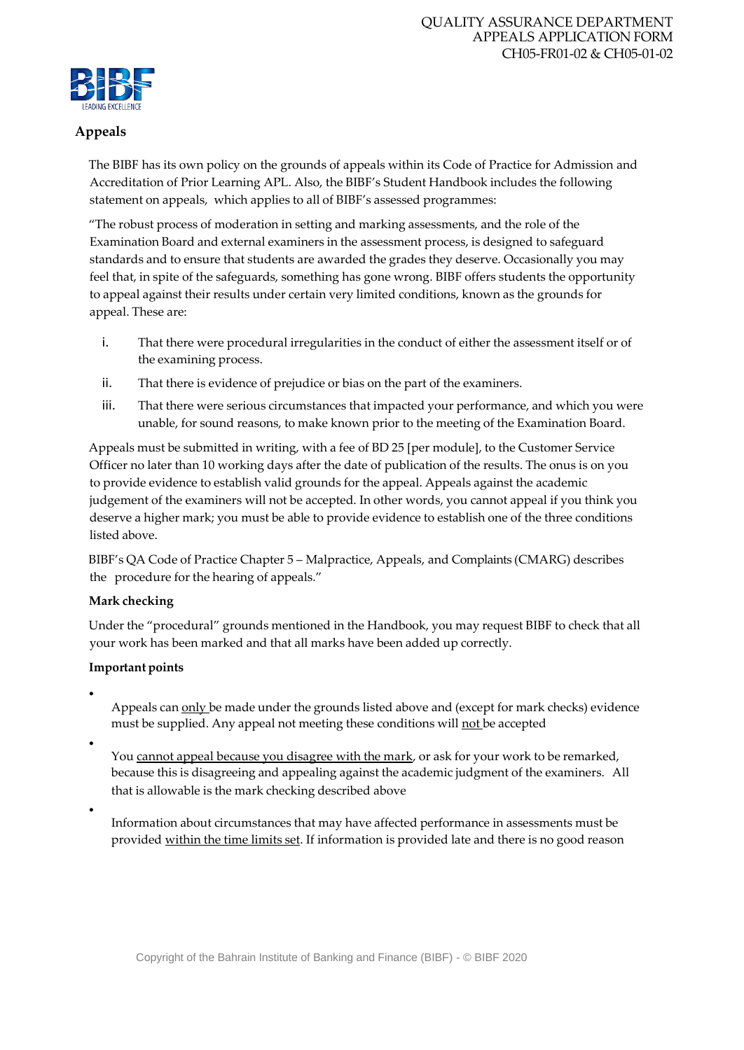QUALITY ASSURANCE DEPARTMENT
APPEALS APPLICATION FORM
CH05-FR01-02 & CH05-01-02

## Appeals

The BIBF has its own policy on the grounds of appeals within its Code of Practice for Admission and Accreditation of Prior Learning APL. Also, the BIBF's Student Handbook includes the following statement on appeals, which applies to all of BIBF's assessed programmes:

"The robust process of moderation in setting and marking assessments, and the role of the Examination Board and external examiners in the assessment process, is designed to safeguard standards and to ensure that students are awarded the grades they deserve. Occasionally you may feel that, in spite of the safeguards, something has gone wrong. BIBF offers students the opportunity to appeal against their results under certain very limited conditions, known as the grounds for appeal. These are:

i. That there were procedural irregularities in the conduct of either the assessment itself or of the examining process.

ii. That there is evidence of prejudice or bias on the part of the examiners.

iii. That there were serious circumstances that impacted your performance, and which you were unable, for sound reasons, to make known prior to the meeting of the Examination Board.

Appeals must be submitted in writing, with a fee of BD 25 [per module], to the Customer Service Officer no later than 10 working days after the date of publication of the results. The onus is on you to provide evidence to establish valid grounds for the appeal. Appeals against the academic judgement of the examiners will not be accepted. In other words, you cannot appeal if you think you deserve a higher mark; you must be able to provide evidence to establish one of the three conditions listed above.

BIBF's QA Code of Practice Chapter 5 – Malpractice, Appeals, and Complaints (CMARG) describes the procedure for the hearing of appeals."

**Mark checking**

Under the "procedural" grounds mentioned in the Handbook, you may request BIBF to check that all your work has been marked and that all marks have been added up correctly.

**Important points**

- Appeals can only be made under the grounds listed above and (except for mark checks) evidence must be supplied. Any appeal not meeting these conditions will not be accepted
- You cannot appeal because you disagree with the mark, or ask for your work to be remarked, because this is disagreeing and appealing against the academic judgment of the examiners. All that is allowable is the mark checking described above
- Information about circumstances that may have affected performance in assessments must be provided within the time limits set. If information is provided late and there is no good reason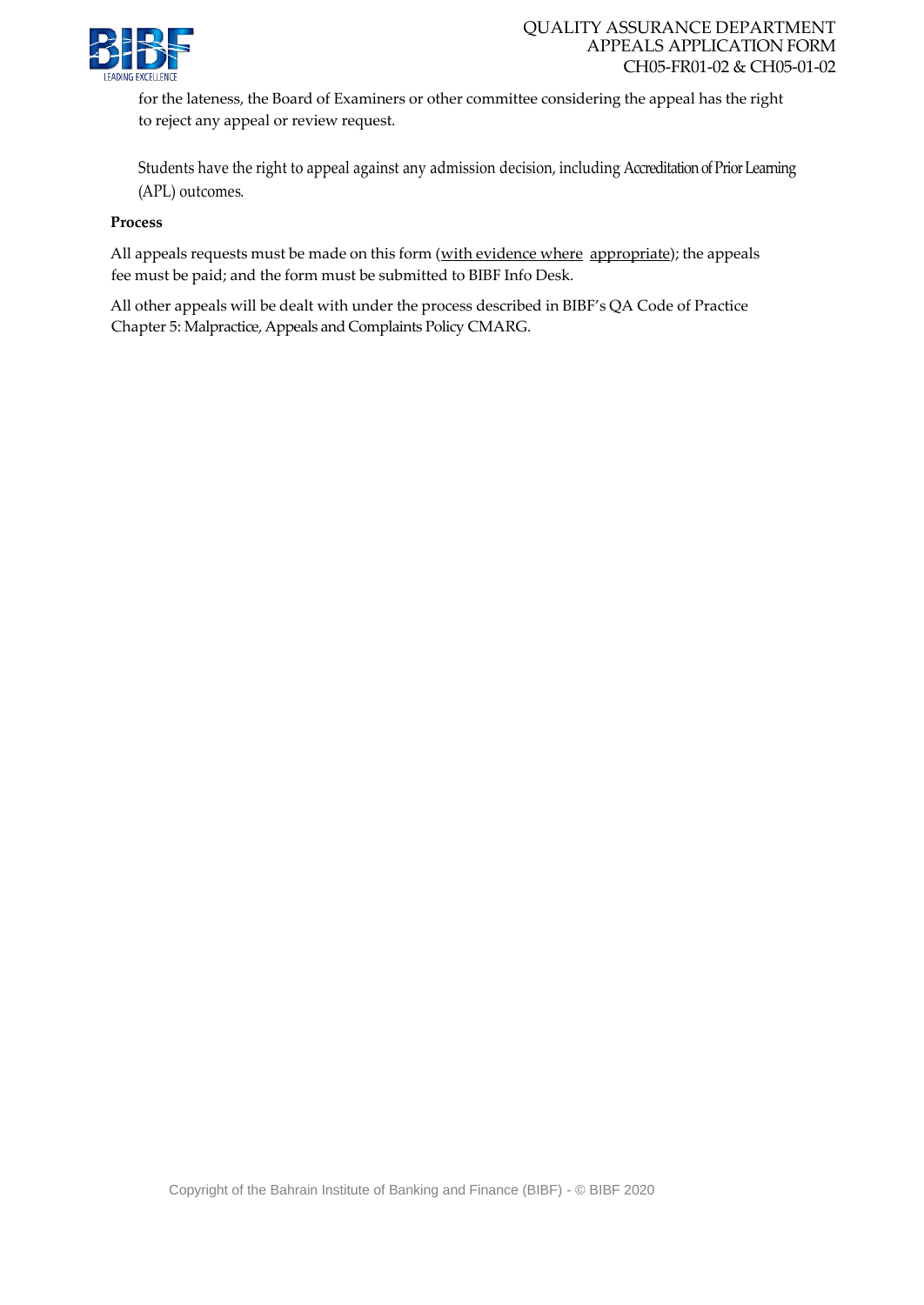for the lateness, the Board of Examiners or other committee considering the appeal has the right to reject any appeal or review request.

Students have the right to appeal against any admission decision, including Accreditation of Prior Learning (APL) outcomes.

**Process**

All appeals requests must be made on this form (with evidence where appropriate); the appeals fee must be paid; and the form must be submitted to BIBF Info Desk.

All other appeals will be dealt with under the process described in BIBF's QA Code of Practice Chapter 5: Malpractice, Appeals and Complaints Policy CMARG.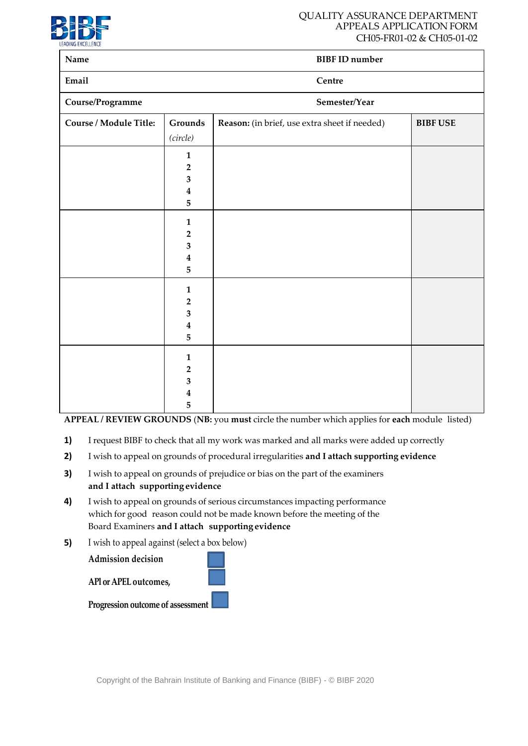QUALITY ASSURANCE DEPARTMENT
APPEALS APPLICATION FORM
CH05-FR01-02 & CH05-01-02

| **Name** | | **BIBF ID number** | |
|---|---|---|---|
| **Email** | | **Centre** | |
| **Course/Programme** | | **Semester/Year** | |
| **Course / Module Title:** | **Grounds** *(circle)* | **Reason:** (in brief, use extra sheet if needed) | **BIBF USE** |
| | **1** **2** **3** **4** **5** | | |
| | **1** **2** **3** **4** **5** | | |
| | **1** **2** **3** **4** **5** | | |
| | **1** **2** **3** **4** **5** | | |

**APPEAL / REVIEW GROUNDS** (**NB:** you **must** circle the number which applies for **each** module listed)

**1)** I request BIBF to check that all my work was marked and all marks were added up correctly

**2)** I wish to appeal on grounds of procedural irregularities **and I attach supporting evidence**

**3)** I wish to appeal on grounds of prejudice or bias on the part of the examiners **and I attach supporting evidence**

**4)** I wish to appeal on grounds of serious circumstances impacting performance which for good reason could not be made known before the meeting of the Board Examiners **and I attach supporting evidence**

**5)** I wish to appeal against (select a box below)

**Admission decision** ☐

**APl or APEL outcomes,** ☐

**Progression outcome of assessment** ☐

Copyright of the Bahrain Institute of Banking and Finance (BIBF) - © BIBF 2020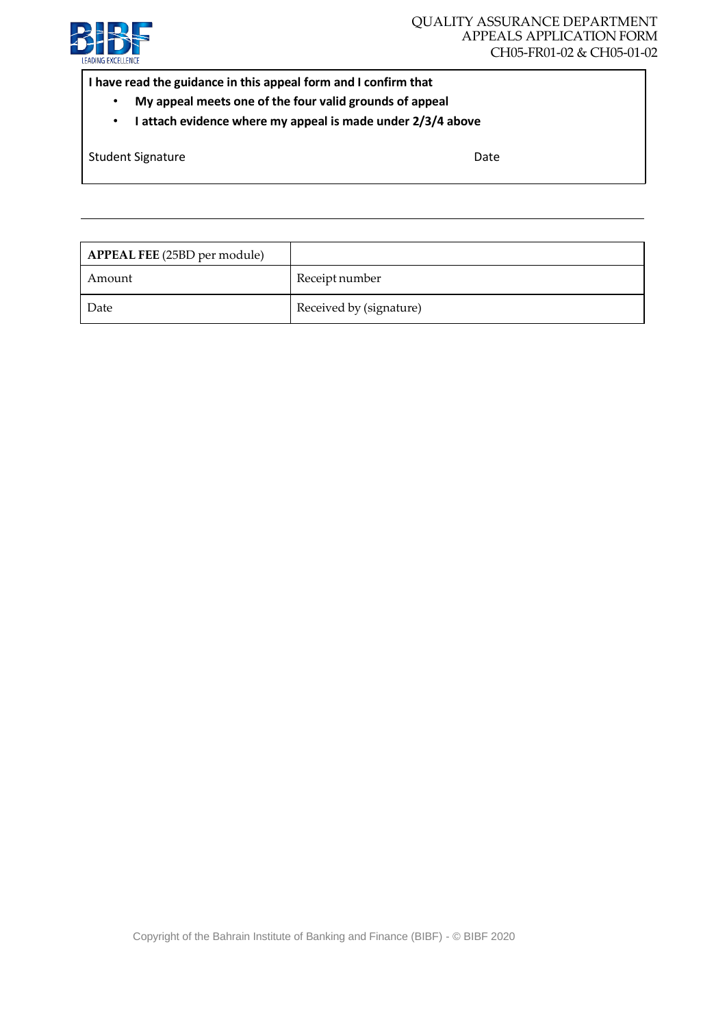**I have read the guidance in this appeal form and I confirm that**

- **My appeal meets one of the four valid grounds of appeal**
- **I attach evidence where my appeal is made under 2/3/4 above**

Student Signature Date

---

| **APPEAL FEE** (25BD per module) | |
|---|---|
| Amount | Receipt number |
| Date | Received by (signature) |

Copyright of the Bahrain Institute of Banking and Finance (BIBF) - © BIBF 2020